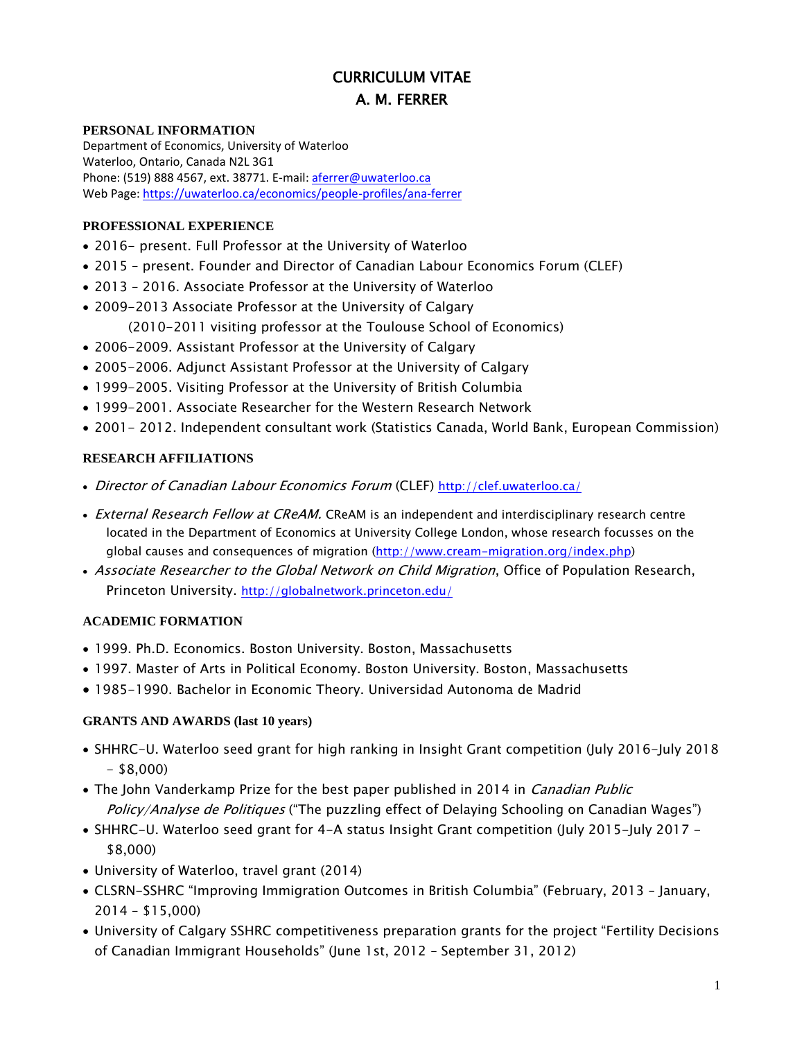# CURRICULUM VITAE
# A. M. FERRER

## PERSONAL INFORMATION

Department of Economics, University of Waterloo
Waterloo, Ontario, Canada N2L 3G1
Phone: (519) 888 4567, ext. 38771. E-mail: aferrer@uwaterloo.ca
Web Page: https://uwaterloo.ca/economics/people-profiles/ana-ferrer

## PROFESSIONAL EXPERIENCE

- 2016– present. Full Professor at the University of Waterloo
- 2015 – present. Founder and Director of Canadian Labour Economics Forum (CLEF)
- 2013 – 2016. Associate Professor at the University of Waterloo
- 2009-2013 Associate Professor at the University of Calgary
  (2010-2011 visiting professor at the Toulouse School of Economics)
- 2006-2009. Assistant Professor at the University of Calgary
- 2005-2006. Adjunct Assistant Professor at the University of Calgary
- 1999-2005. Visiting Professor at the University of British Columbia
- 1999-2001. Associate Researcher for the Western Research Network
- 2001- 2012. Independent consultant work (Statistics Canada, World Bank, European Commission)

## RESEARCH AFFILIATIONS

- *Director of Canadian Labour Economics Forum* (CLEF) http://clef.uwaterloo.ca/
- *External Research Fellow at CReAM.* CReAM is an independent and interdisciplinary research centre located in the Department of Economics at University College London, whose research focusses on the global causes and consequences of migration (http://www.cream-migration.org/index.php)
- *Associate Researcher to the Global Network on Child Migration*, Office of Population Research, Princeton University. http://globalnetwork.princeton.edu/

## ACADEMIC FORMATION

- 1999. Ph.D. Economics. Boston University. Boston, Massachusetts
- 1997. Master of Arts in Political Economy. Boston University. Boston, Massachusetts
- 1985-1990. Bachelor in Economic Theory. Universidad Autonoma de Madrid

## GRANTS AND AWARDS (last 10 years)

- SHHRC-U. Waterloo seed grant for high ranking in Insight Grant competition (July 2016-July 2018 – $8,000)
- The John Vanderkamp Prize for the best paper published in 2014 in *Canadian Public Policy/Analyse de Politiques* ("The puzzling effect of Delaying Schooling on Canadian Wages")
- SHHRC-U. Waterloo seed grant for 4-A status Insight Grant competition (July 2015-July 2017 – $8,000)
- University of Waterloo, travel grant (2014)
- CLSRN-SSHRC "Improving Immigration Outcomes in British Columbia" (February, 2013 – January, 2014 – $15,000)
- University of Calgary SSHRC competitiveness preparation grants for the project "Fertility Decisions of Canadian Immigrant Households" (June 1st, 2012 – September 31, 2012)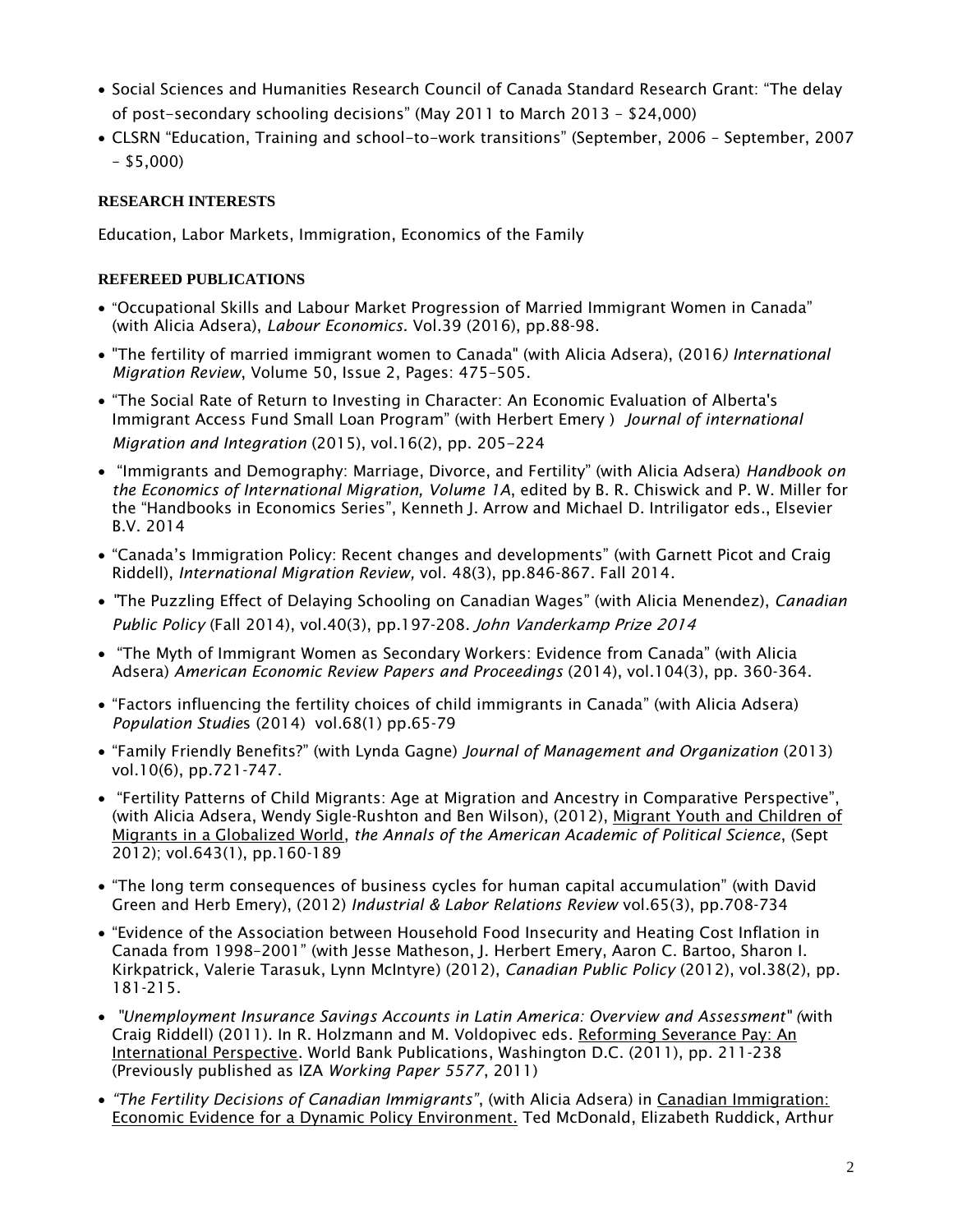- Social Sciences and Humanities Research Council of Canada Standard Research Grant: "The delay of post-secondary schooling decisions" (May 2011 to March 2013 – $24,000)
- CLSRN "Education, Training and school-to-work transitions" (September, 2006 – September, 2007 – $5,000)

**RESEARCH INTERESTS**

Education, Labor Markets, Immigration, Economics of the Family

**REFEREED PUBLICATIONS**

- "Occupational Skills and Labour Market Progression of Married Immigrant Women in Canada" (with Alicia Adsera), *Labour Economics.* Vol.39 (2016), pp.88-98.
- "The fertility of married immigrant women to Canada" (with Alicia Adsera), (2016*) International Migration Review*, Volume 50, Issue 2, Pages: 475–505.
- "The Social Rate of Return to Investing in Character: An Economic Evaluation of Alberta's Immigrant Access Fund Small Loan Program" (with Herbert Emery ) *Journal of international Migration and Integration* (2015), vol.16(2), pp. 205-224
- "Immigrants and Demography: Marriage, Divorce, and Fertility" (with Alicia Adsera) *Handbook on the Economics of International Migration, Volume 1A*, edited by B. R. Chiswick and P. W. Miller for the "Handbooks in Economics Series", Kenneth J. Arrow and Michael D. Intriligator eds., Elsevier B.V. 2014
- "Canada's Immigration Policy: Recent changes and developments" (with Garnett Picot and Craig Riddell), *International Migration Review,* vol. 48(3), pp.846-867. Fall 2014.
- "The Puzzling Effect of Delaying Schooling on Canadian Wages" (with Alicia Menendez), *Canadian Public Policy* (Fall 2014), vol.40(3), pp.197-208. *John Vanderkamp Prize 2014*
- "The Myth of Immigrant Women as Secondary Workers: Evidence from Canada" (with Alicia Adsera) *American Economic Review Papers and Proceedings* (2014), vol.104(3), pp. 360-364.
- "Factors influencing the fertility choices of child immigrants in Canada" (with Alicia Adsera) *Population Studies* (2014) vol.68(1) pp.65-79
- "Family Friendly Benefits?" (with Lynda Gagne) *Journal of Management and Organization* (2013) vol.10(6), pp.721-747.
- "Fertility Patterns of Child Migrants: Age at Migration and Ancestry in Comparative Perspective", (with Alicia Adsera, Wendy Sigle-Rushton and Ben Wilson), (2012), Migrant Youth and Children of Migrants in a Globalized World, *the Annals of the American Academic of Political Science*, (Sept 2012); vol.643(1), pp.160-189
- "The long term consequences of business cycles for human capital accumulation" (with David Green and Herb Emery), (2012) *Industrial & Labor Relations Review* vol.65(3), pp.708-734
- "Evidence of the Association between Household Food Insecurity and Heating Cost Inflation in Canada from 1998–2001" (with Jesse Matheson, J. Herbert Emery, Aaron C. Bartoo, Sharon I. Kirkpatrick, Valerie Tarasuk, Lynn McIntyre) (2012), *Canadian Public Policy* (2012), vol.38(2), pp. 181-215.
- *"Unemployment Insurance Savings Accounts in Latin America: Overview and Assessment" (*with Craig Riddell) (2011). In R. Holzmann and M. Voldopivec eds. Reforming Severance Pay: An International Perspective. World Bank Publications, Washington D.C. (2011), pp. 211-238 (Previously published as IZA *Working Paper 5577*, 2011)
- *"The Fertility Decisions of Canadian Immigrants"*, (with Alicia Adsera) in Canadian Immigration: Economic Evidence for a Dynamic Policy Environment. Ted McDonald, Elizabeth Ruddick, Arthur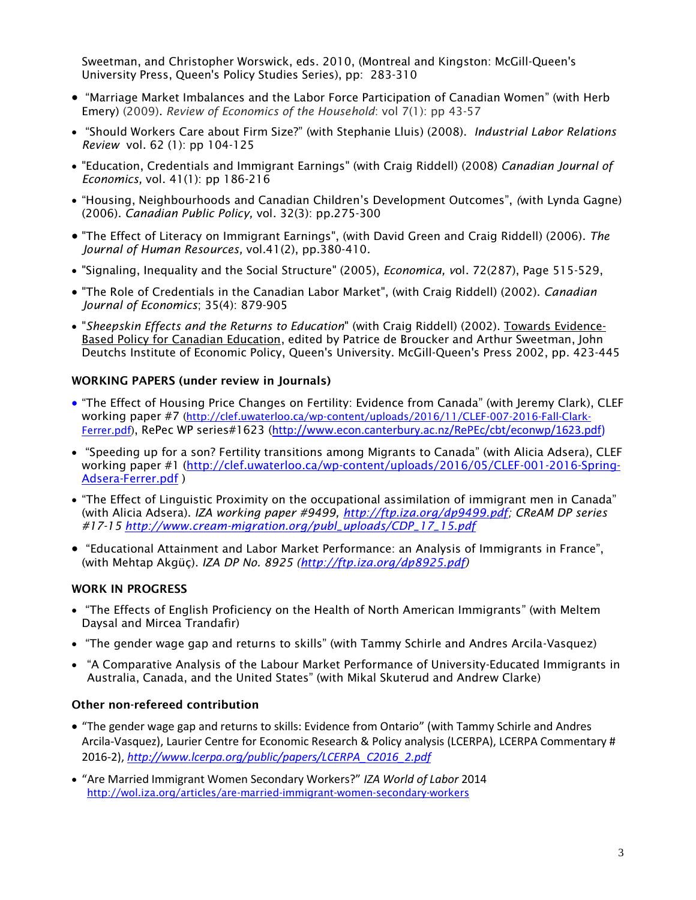Sweetman, and Christopher Worswick, eds. 2010, (Montreal and Kingston: McGill-Queen's University Press, Queen's Policy Studies Series), pp: 283-310

- "Marriage Market Imbalances and the Labor Force Participation of Canadian Women" (with Herb Emery) (2009). *Review of Economics of the Household*: vol 7(1): pp 43-57
- "Should Workers Care about Firm Size?" (with Stephanie Lluis) (2008). *Industrial Labor Relations Review* vol. 62 (1): pp 104-125
- "Education, Credentials and Immigrant Earnings" (with Craig Riddell) (2008) *Canadian Journal of Economics,* vol. 41(1): pp 186-216
- "Housing, Neighbourhoods and Canadian Children's Development Outcomes", *(*with Lynda Gagne) (2006). *Canadian Public Policy,* vol. 32(3): pp.275-300
- "The Effect of Literacy on Immigrant Earnings", (with David Green and Craig Riddell) (2006). *The Journal of Human Resources,* vol.41(2), pp.380-410.
- "Signaling, Inequality and the Social Structure" (2005), *Economica, v*ol. 72(287), Page 515-529,
- "The Role of Credentials in the Canadian Labor Market", (with Craig Riddell) (2002). *Canadian Journal of Economics*; 35(4): 879-905
- "*Sheepskin Effects and the Returns to Education*" (with Craig Riddell) (2002). Towards Evidence-Based Policy for Canadian Education, edited by Patrice de Broucker and Arthur Sweetman, John Deutchs Institute of Economic Policy, Queen's University. McGill-Queen's Press 2002, pp. 423-445

**WORKING PAPERS (under review in Journals)**

- "The Effect of Housing Price Changes on Fertility: Evidence from Canada" (with Jeremy Clark), CLEF working paper #7 (http://clef.uwaterloo.ca/wp-content/uploads/2016/11/CLEF-007-2016-Fall-Clark-Ferrer.pdf), RePec WP series#1623 (http://www.econ.canterbury.ac.nz/RePEc/cbt/econwp/1623.pdf)
- "Speeding up for a son? Fertility transitions among Migrants to Canada" (with Alicia Adsera), CLEF working paper #1 (http://clef.uwaterloo.ca/wp-content/uploads/2016/05/CLEF-001-2016-Spring-Adsera-Ferrer.pdf )
- "The Effect of Linguistic Proximity on the occupational assimilation of immigrant men in Canada" (with Alicia Adsera). *IZA working paper #9499, http://ftp.iza.org/dp9499.pdf; CReAM DP series #17-15 http://www.cream-migration.org/publ_uploads/CDP_17_15.pdf*
- "Educational Attainment and Labor Market Performance: an Analysis of Immigrants in France", (with Mehtap Akgüç). *IZA DP No. 8925 (http://ftp.iza.org/dp8925.pdf)*

**WORK IN PROGRESS**

- "The Effects of English Proficiency on the Health of North American Immigrants" (with Meltem Daysal and Mircea Trandafir)
- "The gender wage gap and returns to skills" (with Tammy Schirle and Andres Arcila-Vasquez)
- "A Comparative Analysis of the Labour Market Performance of University-Educated Immigrants in Australia, Canada, and the United States" (with Mikal Skuterud and Andrew Clarke)

**Other non-refereed contribution**

- "The gender wage gap and returns to skills: Evidence from Ontario" (with Tammy Schirle and Andres Arcila-Vasquez), Laurier Centre for Economic Research & Policy analysis (LCERPA), LCERPA Commentary # 2016-2), *http://www.lcerpa.org/public/papers/LCERPA_C2016_2.pdf*
- "Are Married Immigrant Women Secondary Workers?" *IZA World of Labor* 2014 http://wol.iza.org/articles/are-married-immigrant-women-secondary-workers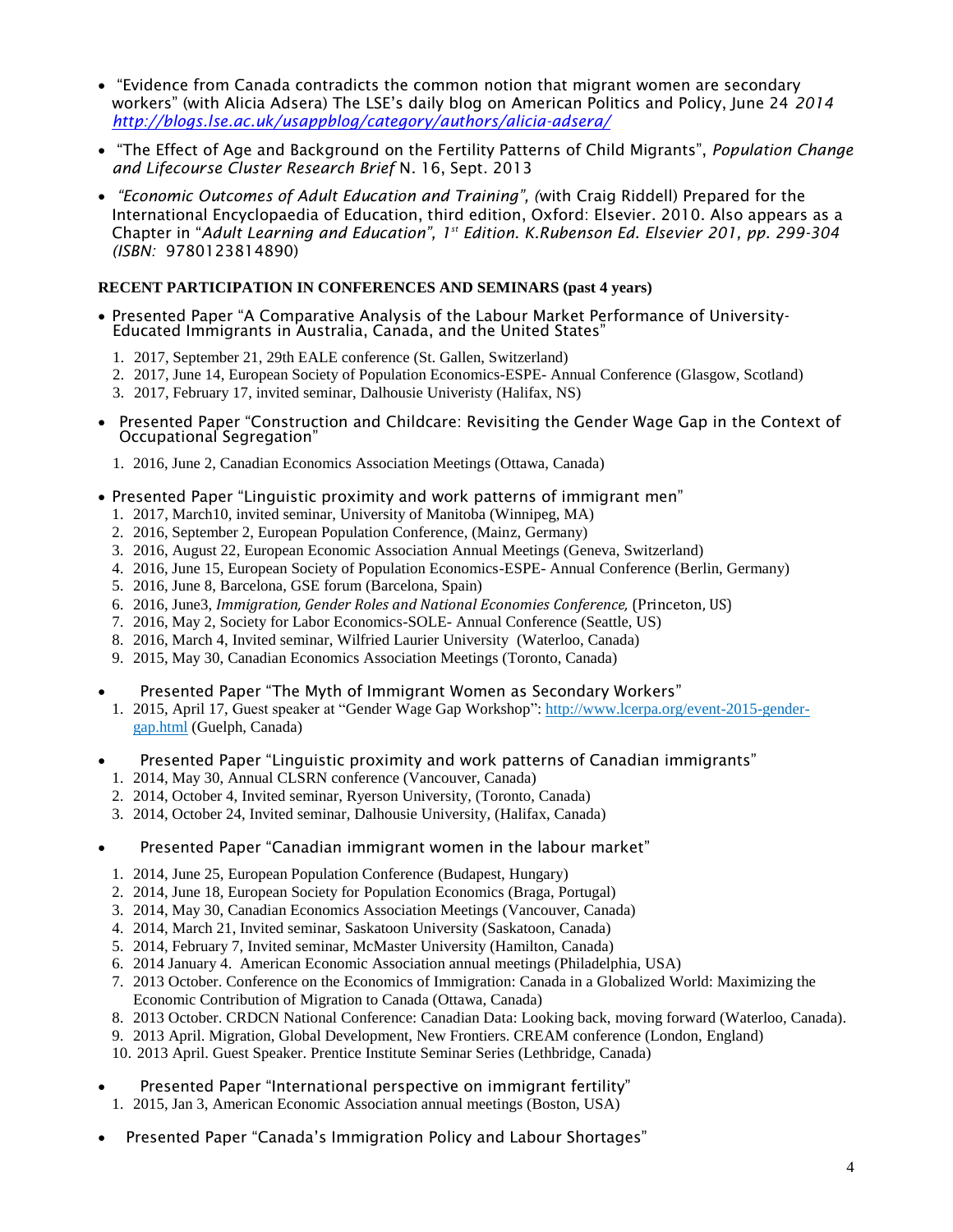- "Evidence from Canada contradicts the common notion that migrant women are secondary workers" (with Alicia Adsera) The LSE's daily blog on American Politics and Policy, June 24 *2014* *http://blogs.lse.ac.uk/usappblog/category/authors/alicia-adsera/*
- "The Effect of Age and Background on the Fertility Patterns of Child Migrants", *Population Change and Lifecourse Cluster Research Brief* N. 16, Sept. 2013
- *"Economic Outcomes of Adult Education and Training", (*with Craig Riddell) Prepared for the International Encyclopaedia of Education, third edition, Oxford: Elsevier. 2010. Also appears as a Chapter in "*Adult Learning and Education", 1st Edition. K.Rubenson Ed. Elsevier 201, pp. 299-304 (ISBN:* 9780123814890)

**RECENT PARTICIPATION IN CONFERENCES AND SEMINARS (past 4 years)**

- Presented Paper "A Comparative Analysis of the Labour Market Performance of University-Educated Immigrants in Australia, Canada, and the United States"
  1. 2017, September 21, 29th EALE conference (St. Gallen, Switzerland)
  2. 2017, June 14, European Society of Population Economics-ESPE- Annual Conference (Glasgow, Scotland)
  3. 2017, February 17, invited seminar, Dalhousie Univeristy (Halifax, NS)

- Presented Paper "Construction and Childcare: Revisiting the Gender Wage Gap in the Context of Occupational Segregation"
  1. 2016, June 2, Canadian Economics Association Meetings (Ottawa, Canada)

- Presented Paper "Linguistic proximity and work patterns of immigrant men"
  1. 2017, March10, invited seminar, University of Manitoba (Winnipeg, MA)
  2. 2016, September 2, European Population Conference, (Mainz, Germany)
  3. 2016, August 22, European Economic Association Annual Meetings (Geneva, Switzerland)
  4. 2016, June 15, European Society of Population Economics-ESPE- Annual Conference (Berlin, Germany)
  5. 2016, June 8, Barcelona, GSE forum (Barcelona, Spain)
  6. 2016, June3, *Immigration, Gender Roles and National Economies Conference,* (Princeton, US)
  7. 2016, May 2, Society for Labor Economics-SOLE- Annual Conference (Seattle, US)
  8. 2016, March 4, Invited seminar, Wilfried Laurier University (Waterloo, Canada)
  9. 2015, May 30, Canadian Economics Association Meetings (Toronto, Canada)

- Presented Paper "The Myth of Immigrant Women as Secondary Workers"
  1. 2015, April 17, Guest speaker at "Gender Wage Gap Workshop": http://www.lcerpa.org/event-2015-gender-gap.html (Guelph, Canada)

- Presented Paper "Linguistic proximity and work patterns of Canadian immigrants"
  1. 2014, May 30, Annual CLSRN conference (Vancouver, Canada)
  2. 2014, October 4, Invited seminar, Ryerson University, (Toronto, Canada)
  3. 2014, October 24, Invited seminar, Dalhousie University, (Halifax, Canada)

- Presented Paper "Canadian immigrant women in the labour market"
  1. 2014, June 25, European Population Conference (Budapest, Hungary)
  2. 2014, June 18, European Society for Population Economics (Braga, Portugal)
  3. 2014, May 30, Canadian Economics Association Meetings (Vancouver, Canada)
  4. 2014, March 21, Invited seminar, Saskatoon University (Saskatoon, Canada)
  5. 2014, February 7, Invited seminar, McMaster University (Hamilton, Canada)
  6. 2014 January 4. American Economic Association annual meetings (Philadelphia, USA)
  7. 2013 October. Conference on the Economics of Immigration: Canada in a Globalized World: Maximizing the Economic Contribution of Migration to Canada (Ottawa, Canada)
  8. 2013 October. CRDCN National Conference: Canadian Data: Looking back, moving forward (Waterloo, Canada).
  9. 2013 April. Migration, Global Development, New Frontiers. CREAM conference (London, England)
  10. 2013 April. Guest Speaker. Prentice Institute Seminar Series (Lethbridge, Canada)

- Presented Paper "International perspective on immigrant fertility"
  1. 2015, Jan 3, American Economic Association annual meetings (Boston, USA)

- Presented Paper "Canada's Immigration Policy and Labour Shortages"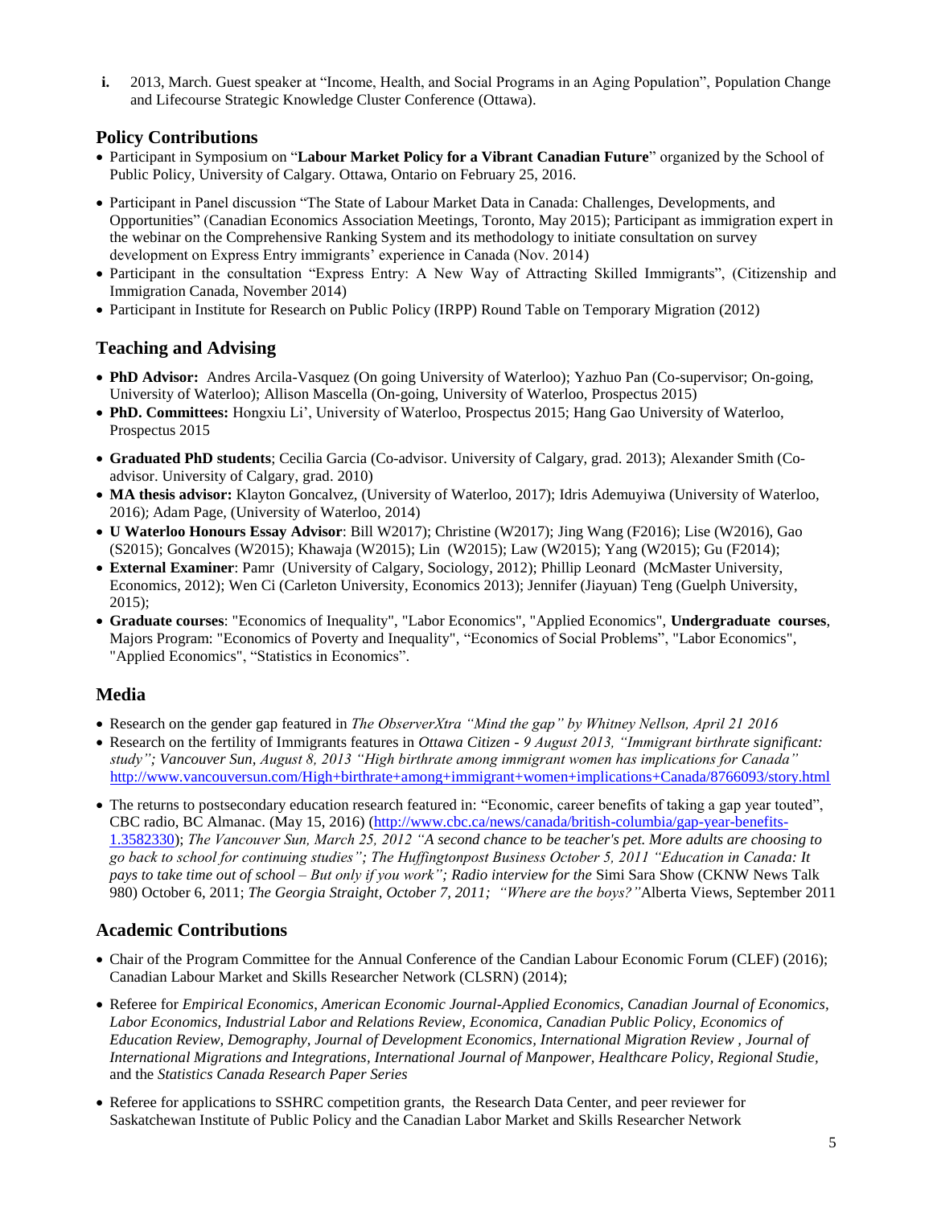**i.** 2013, March. Guest speaker at "Income, Health, and Social Programs in an Aging Population", Population Change and Lifecourse Strategic Knowledge Cluster Conference (Ottawa).

## Policy Contributions

- Participant in Symposium on "**Labour Market Policy for a Vibrant Canadian Future**" organized by the School of Public Policy, University of Calgary. Ottawa, Ontario on February 25, 2016.
- Participant in Panel discussion "The State of Labour Market Data in Canada: Challenges, Developments, and Opportunities" (Canadian Economics Association Meetings, Toronto, May 2015); Participant as immigration expert in the webinar on the Comprehensive Ranking System and its methodology to initiate consultation on survey development on Express Entry immigrants' experience in Canada (Nov. 2014)
- Participant in the consultation "Express Entry: A New Way of Attracting Skilled Immigrants", (Citizenship and Immigration Canada, November 2014)
- Participant in Institute for Research on Public Policy (IRPP) Round Table on Temporary Migration (2012)

## Teaching and Advising

- **PhD Advisor:** Andres Arcila-Vasquez (On going University of Waterloo); Yazhuo Pan (Co-supervisor; On-going, University of Waterloo); Allison Mascella (On-going, University of Waterloo, Prospectus 2015)
- **PhD. Committees:** Hongxiu Li', University of Waterloo, Prospectus 2015; Hang Gao University of Waterloo, Prospectus 2015
- **Graduated PhD students**; Cecilia Garcia (Co-advisor. University of Calgary, grad. 2013); Alexander Smith (Co-advisor. University of Calgary, grad. 2010)
- **MA thesis advisor:** Klayton Goncalvez, (University of Waterloo, 2017); Idris Ademuyiwa (University of Waterloo, 2016); Adam Page, (University of Waterloo, 2014)
- **U Waterloo Honours Essay Advisor**: Bill W2017); Christine (W2017); Jing Wang (F2016); Lise (W2016), Gao (S2015); Goncalves (W2015); Khawaja (W2015); Lin (W2015); Law (W2015); Yang (W2015); Gu (F2014);
- **External Examiner**: Pamr (University of Calgary, Sociology, 2012); Phillip Leonard (McMaster University, Economics, 2012); Wen Ci (Carleton University, Economics 2013); Jennifer (Jiayuan) Teng (Guelph University, 2015);
- **Graduate courses**: "Economics of Inequality", "Labor Economics", "Applied Economics", **Undergraduate courses**, Majors Program: "Economics of Poverty and Inequality", "Economics of Social Problems", "Labor Economics", "Applied Economics", "Statistics in Economics".

## Media

- Research on the gender gap featured in *The ObserverXtra "Mind the gap" by Whitney Nellson, April 21 2016*
- Research on the fertility of Immigrants features in *Ottawa Citizen - 9 August 2013, "Immigrant birthrate significant: study"; Vancouver Sun, August 8, 2013 "High birthrate among immigrant women has implications for Canada"* http://www.vancouversun.com/High+birthrate+among+immigrant+women+implications+Canada/8766093/story.html
- The returns to postsecondary education research featured in: "Economic, career benefits of taking a gap year touted", CBC radio, BC Almanac. (May 15, 2016) (http://www.cbc.ca/news/canada/british-columbia/gap-year-benefits-1.3582330); *The Vancouver Sun, March 25, 2012 "A second chance to be teacher's pet. More adults are choosing to go back to school for continuing studies"; The Huffingtonpost Business October 5, 2011 "Education in Canada: It pays to take time out of school – But only if you work"; Radio interview for the* Simi Sara Show (CKNW News Talk 980) October 6, 2011; *The Georgia Straight, October 7, 2011; "Where are the boys?"*Alberta Views, September 2011

## Academic Contributions

- Chair of the Program Committee for the Annual Conference of the Candian Labour Economic Forum (CLEF) (2016); Canadian Labour Market and Skills Researcher Network (CLSRN) (2014);
- Referee for *Empirical Economics, American Economic Journal-Applied Economics, Canadian Journal of Economics, Labor Economics, Industrial Labor and Relations Review, Economica, Canadian Public Policy, Economics of Education Review, Demography, Journal of Development Economics, International Migration Review , Journal of International Migrations and Integrations, International Journal of Manpower, Healthcare Policy, Regional Studie,* and the *Statistics Canada Research Paper Series*
- Referee for applications to SSHRC competition grants, the Research Data Center, and peer reviewer for Saskatchewan Institute of Public Policy and the Canadian Labor Market and Skills Researcher Network